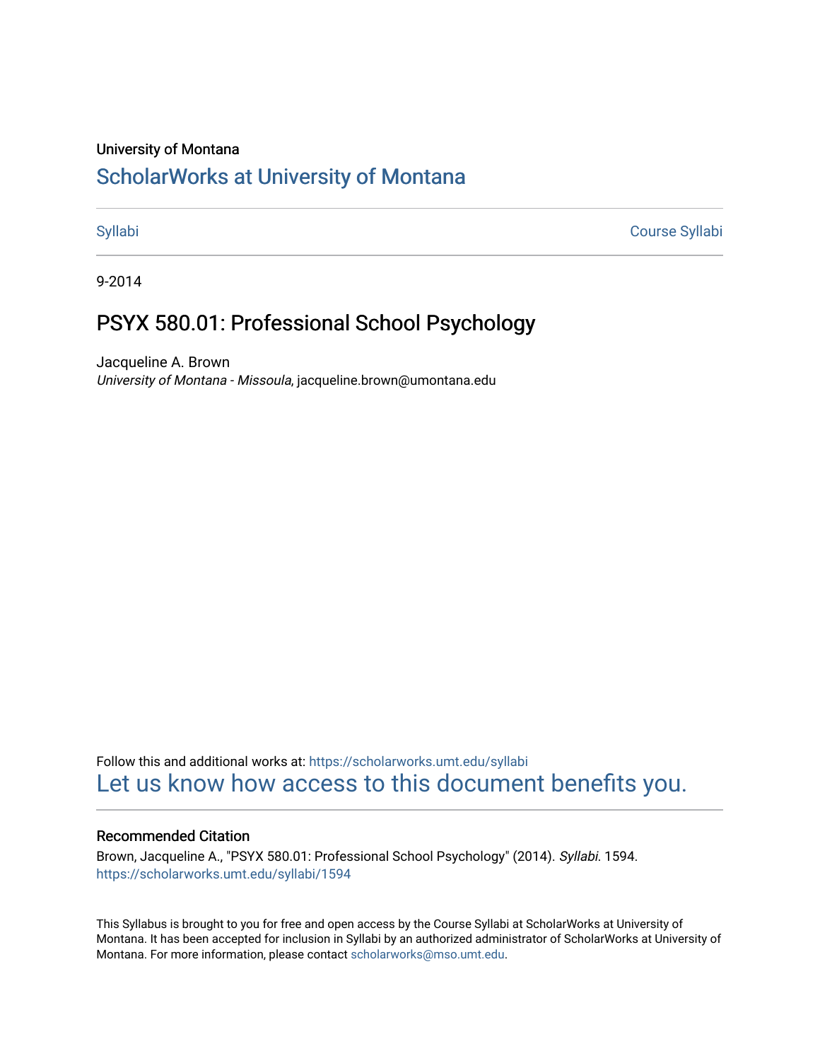University of Montana

# ScholarWorks at University of Montana

Syllabi | Course Syllabi

9-2014

## PSYX 580.01: Professional School Psychology

Jacqueline A. Brown
*University of Montana - Missoula*, jacqueline.brown@umontana.edu

Follow this and additional works at: https://scholarworks.umt.edu/syllabi

Let us know how access to this document benefits you.

### Recommended Citation

Brown, Jacqueline A., "PSYX 580.01: Professional School Psychology" (2014). *Syllabi*. 1594.
https://scholarworks.umt.edu/syllabi/1594

This Syllabus is brought to you for free and open access by the Course Syllabi at ScholarWorks at University of Montana. It has been accepted for inclusion in Syllabi by an authorized administrator of ScholarWorks at University of Montana. For more information, please contact scholarworks@mso.umt.edu.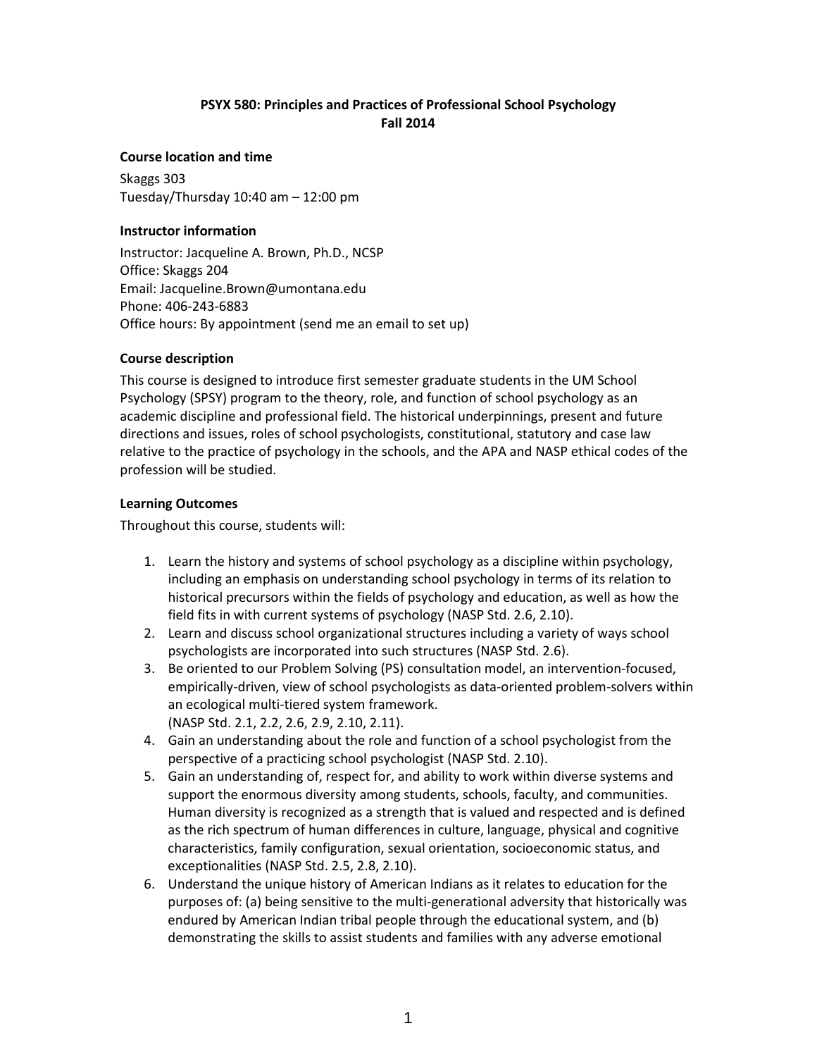**PSYX 580: Principles and Practices of Professional School Psychology**
**Fall 2014**

### Course location and time

Skaggs 303
Tuesday/Thursday 10:40 am – 12:00 pm

### Instructor information

Instructor: Jacqueline A. Brown, Ph.D., NCSP
Office: Skaggs 204
Email: Jacqueline.Brown@umontana.edu
Phone: 406-243-6883
Office hours: By appointment (send me an email to set up)

### Course description

This course is designed to introduce first semester graduate students in the UM School Psychology (SPSY) program to the theory, role, and function of school psychology as an academic discipline and professional field. The historical underpinnings, present and future directions and issues, roles of school psychologists, constitutional, statutory and case law relative to the practice of psychology in the schools, and the APA and NASP ethical codes of the profession will be studied.

### Learning Outcomes

Throughout this course, students will:

1. Learn the history and systems of school psychology as a discipline within psychology, including an emphasis on understanding school psychology in terms of its relation to historical precursors within the fields of psychology and education, as well as how the field fits in with current systems of psychology (NASP Std. 2.6, 2.10).
2. Learn and discuss school organizational structures including a variety of ways school psychologists are incorporated into such structures (NASP Std. 2.6).
3. Be oriented to our Problem Solving (PS) consultation model, an intervention-focused, empirically-driven, view of school psychologists as data-oriented problem-solvers within an ecological multi-tiered system framework. (NASP Std. 2.1, 2.2, 2.6, 2.9, 2.10, 2.11).
4. Gain an understanding about the role and function of a school psychologist from the perspective of a practicing school psychologist (NASP Std. 2.10).
5. Gain an understanding of, respect for, and ability to work within diverse systems and support the enormous diversity among students, schools, faculty, and communities. Human diversity is recognized as a strength that is valued and respected and is defined as the rich spectrum of human differences in culture, language, physical and cognitive characteristics, family configuration, sexual orientation, socioeconomic status, and exceptionalities (NASP Std. 2.5, 2.8, 2.10).
6. Understand the unique history of American Indians as it relates to education for the purposes of: (a) being sensitive to the multi-generational adversity that historically was endured by American Indian tribal people through the educational system, and (b) demonstrating the skills to assist students and families with any adverse emotional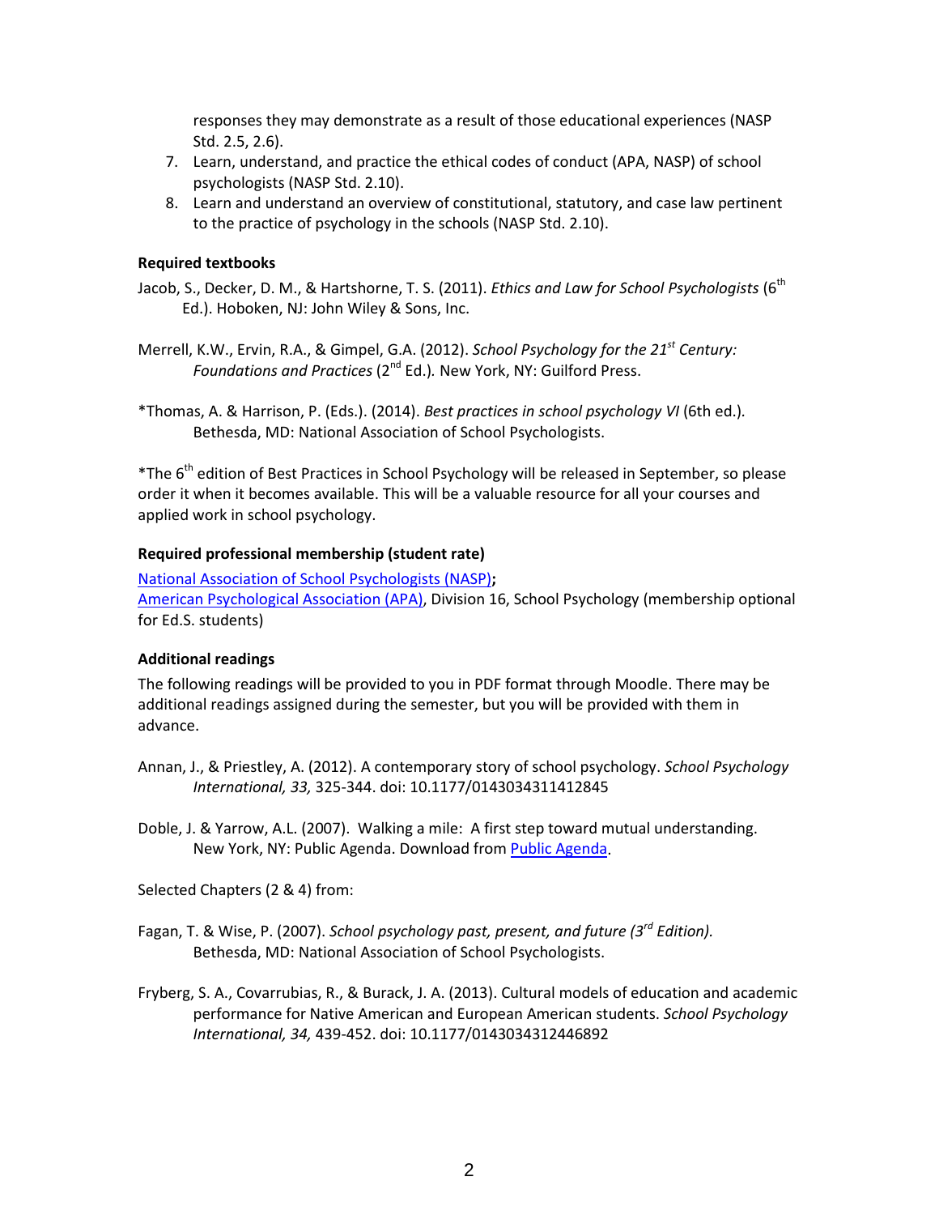responses they may demonstrate as a result of those educational experiences (NASP Std. 2.5, 2.6).

7. Learn, understand, and practice the ethical codes of conduct (APA, NASP) of school psychologists (NASP Std. 2.10).
8. Learn and understand an overview of constitutional, statutory, and case law pertinent to the practice of psychology in the schools (NASP Std. 2.10).

**Required textbooks**

Jacob, S., Decker, D. M., & Hartshorne, T. S. (2011). *Ethics and Law for School Psychologists* (6th Ed.). Hoboken, NJ: John Wiley & Sons, Inc.

Merrell, K.W., Ervin, R.A., & Gimpel, G.A. (2012). *School Psychology for the 21st Century: Foundations and Practices* (2nd Ed.). New York, NY: Guilford Press.

*Thomas, A. & Harrison, P. (Eds.). (2014). *Best practices in school psychology VI* (6th ed.). Bethesda, MD: National Association of School Psychologists.

*The 6th edition of Best Practices in School Psychology will be released in September, so please order it when it becomes available. This will be a valuable resource for all your courses and applied work in school psychology.

**Required professional membership (student rate)**

National Association of School Psychologists (NASP)**;**
American Psychological Association (APA), Division 16, School Psychology (membership optional for Ed.S. students)

**Additional readings**

The following readings will be provided to you in PDF format through Moodle. There may be additional readings assigned during the semester, but you will be provided with them in advance.

Annan, J., & Priestley, A. (2012). A contemporary story of school psychology. *School Psychology International, 33,* 325-344. doi: 10.1177/0143034311412845

Doble, J. & Yarrow, A.L. (2007). Walking a mile: A first step toward mutual understanding. New York, NY: Public Agenda. Download from Public Agenda.

Selected Chapters (2 & 4) from:

Fagan, T. & Wise, P. (2007). *School psychology past, present, and future (3rd Edition).* Bethesda, MD: National Association of School Psychologists.

Fryberg, S. A., Covarrubias, R., & Burack, J. A. (2013). Cultural models of education and academic performance for Native American and European American students. *School Psychology International, 34,* 439-452. doi: 10.1177/0143034312446892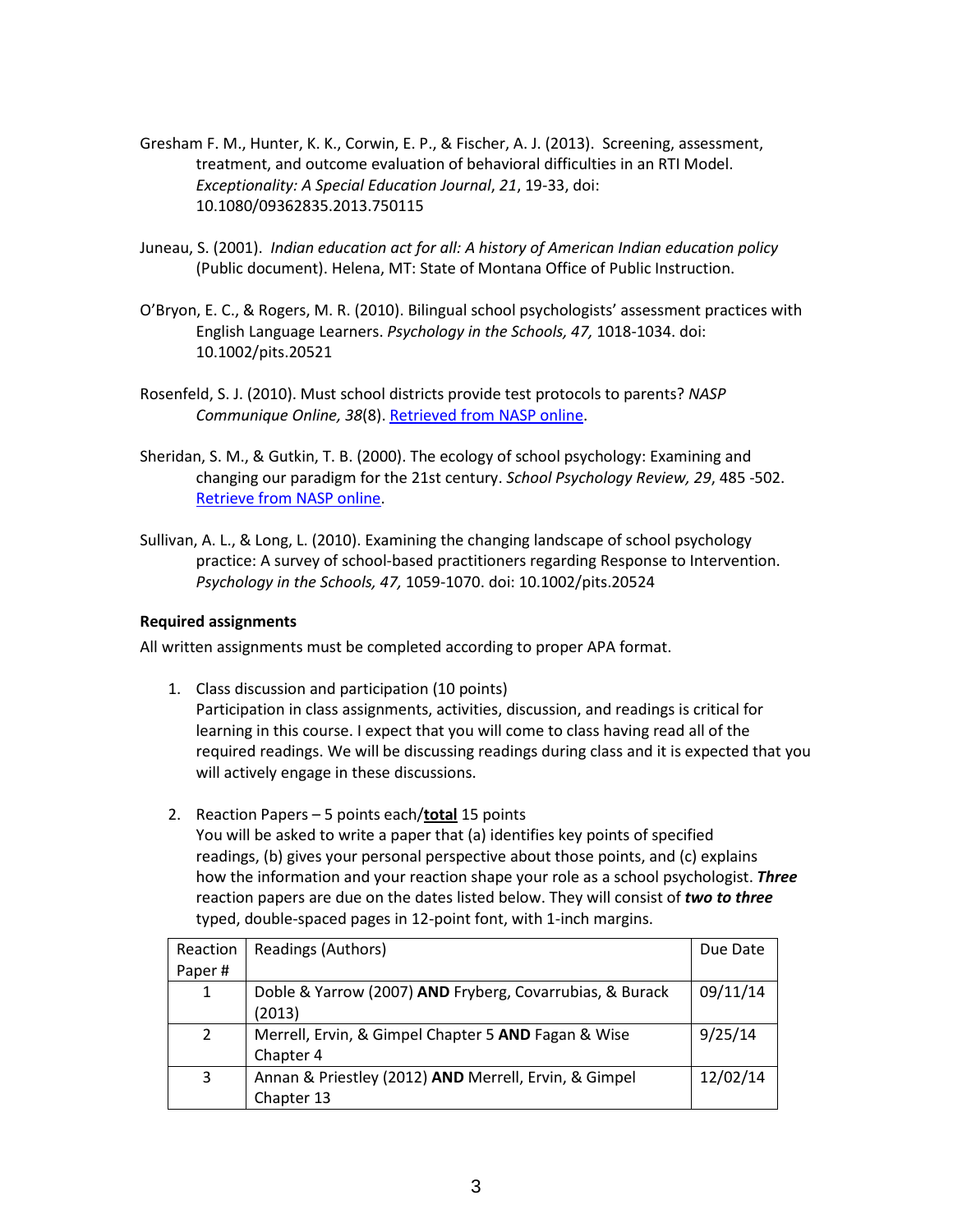Gresham F. M., Hunter, K. K., Corwin, E. P., & Fischer, A. J. (2013). Screening, assessment, treatment, and outcome evaluation of behavioral difficulties in an RTI Model. *Exceptionality: A Special Education Journal*, *21*, 19-33, doi: 10.1080/09362835.2013.750115

Juneau, S. (2001). *Indian education act for all: A history of American Indian education policy* (Public document). Helena, MT: State of Montana Office of Public Instruction.

O'Bryon, E. C., & Rogers, M. R. (2010). Bilingual school psychologists' assessment practices with English Language Learners. *Psychology in the Schools, 47,* 1018-1034. doi: 10.1002/pits.20521

Rosenfeld, S. J. (2010). Must school districts provide test protocols to parents? *NASP Communique Online, 38*(8). Retrieved from NASP online.

Sheridan, S. M., & Gutkin, T. B. (2000). The ecology of school psychology: Examining and changing our paradigm for the 21st century. *School Psychology Review, 29*, 485 -502. Retrieve from NASP online.

Sullivan, A. L., & Long, L. (2010). Examining the changing landscape of school psychology practice: A survey of school-based practitioners regarding Response to Intervention. *Psychology in the Schools, 47,* 1059-1070. doi: 10.1002/pits.20524

**Required assignments**

All written assignments must be completed according to proper APA format.

1. Class discussion and participation (10 points)
   Participation in class assignments, activities, discussion, and readings is critical for learning in this course. I expect that you will come to class having read all of the required readings. We will be discussing readings during class and it is expected that you will actively engage in these discussions.

2. Reaction Papers – 5 points each/**total** 15 points
   You will be asked to write a paper that (a) identifies key points of specified readings, (b) gives your personal perspective about those points, and (c) explains how the information and your reaction shape your role as a school psychologist. ***Three*** reaction papers are due on the dates listed below. They will consist of ***two to three*** typed, double-spaced pages in 12-point font, with 1-inch margins.

| Reaction Paper # | Readings (Authors) | Due Date |
|---|---|---|
| 1 | Doble & Yarrow (2007) **AND** Fryberg, Covarrubias, & Burack (2013) | 09/11/14 |
| 2 | Merrell, Ervin, & Gimpel Chapter 5 **AND** Fagan & Wise Chapter 4 | 9/25/14 |
| 3 | Annan & Priestley (2012) **AND** Merrell, Ervin, & Gimpel Chapter 13 | 12/02/14 |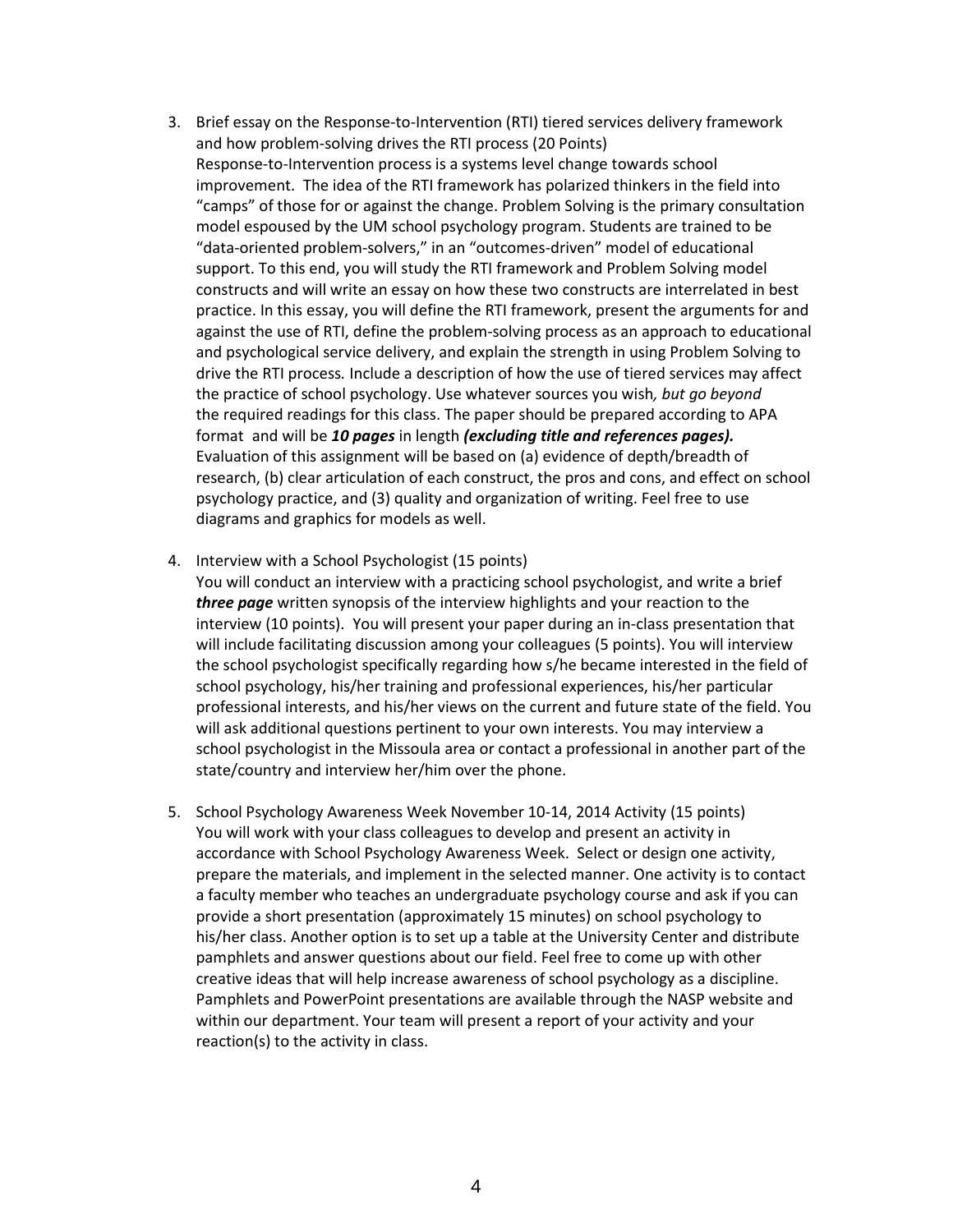3. Brief essay on the Response-to-Intervention (RTI) tiered services delivery framework and how problem-solving drives the RTI process (20 Points)
   Response-to-Intervention process is a systems level change towards school improvement. The idea of the RTI framework has polarized thinkers in the field into "camps" of those for or against the change. Problem Solving is the primary consultation model espoused by the UM school psychology program. Students are trained to be "data-oriented problem-solvers," in an "outcomes-driven" model of educational support. To this end, you will study the RTI framework and Problem Solving model constructs and will write an essay on how these two constructs are interrelated in best practice. In this essay, you will define the RTI framework, present the arguments for and against the use of RTI, define the problem-solving process as an approach to educational and psychological service delivery, and explain the strength in using Problem Solving to drive the RTI process. Include a description of how the use of tiered services may affect the practice of school psychology. Use whatever sources you wish*, but go beyond* the required readings for this class. The paper should be prepared according to APA format and will be ***10 pages*** in length ***(excluding title and references pages).*** Evaluation of this assignment will be based on (a) evidence of depth/breadth of research, (b) clear articulation of each construct, the pros and cons, and effect on school psychology practice, and (3) quality and organization of writing. Feel free to use diagrams and graphics for models as well.

4. Interview with a School Psychologist (15 points)
   You will conduct an interview with a practicing school psychologist, and write a brief ***three page*** written synopsis of the interview highlights and your reaction to the interview (10 points). You will present your paper during an in-class presentation that will include facilitating discussion among your colleagues (5 points). You will interview the school psychologist specifically regarding how s/he became interested in the field of school psychology, his/her training and professional experiences, his/her particular professional interests, and his/her views on the current and future state of the field. You will ask additional questions pertinent to your own interests. You may interview a school psychologist in the Missoula area or contact a professional in another part of the state/country and interview her/him over the phone.

5. School Psychology Awareness Week November 10-14, 2014 Activity (15 points)
   You will work with your class colleagues to develop and present an activity in accordance with School Psychology Awareness Week. Select or design one activity, prepare the materials, and implement in the selected manner. One activity is to contact a faculty member who teaches an undergraduate psychology course and ask if you can provide a short presentation (approximately 15 minutes) on school psychology to his/her class. Another option is to set up a table at the University Center and distribute pamphlets and answer questions about our field. Feel free to come up with other creative ideas that will help increase awareness of school psychology as a discipline. Pamphlets and PowerPoint presentations are available through the NASP website and within our department. Your team will present a report of your activity and your reaction(s) to the activity in class.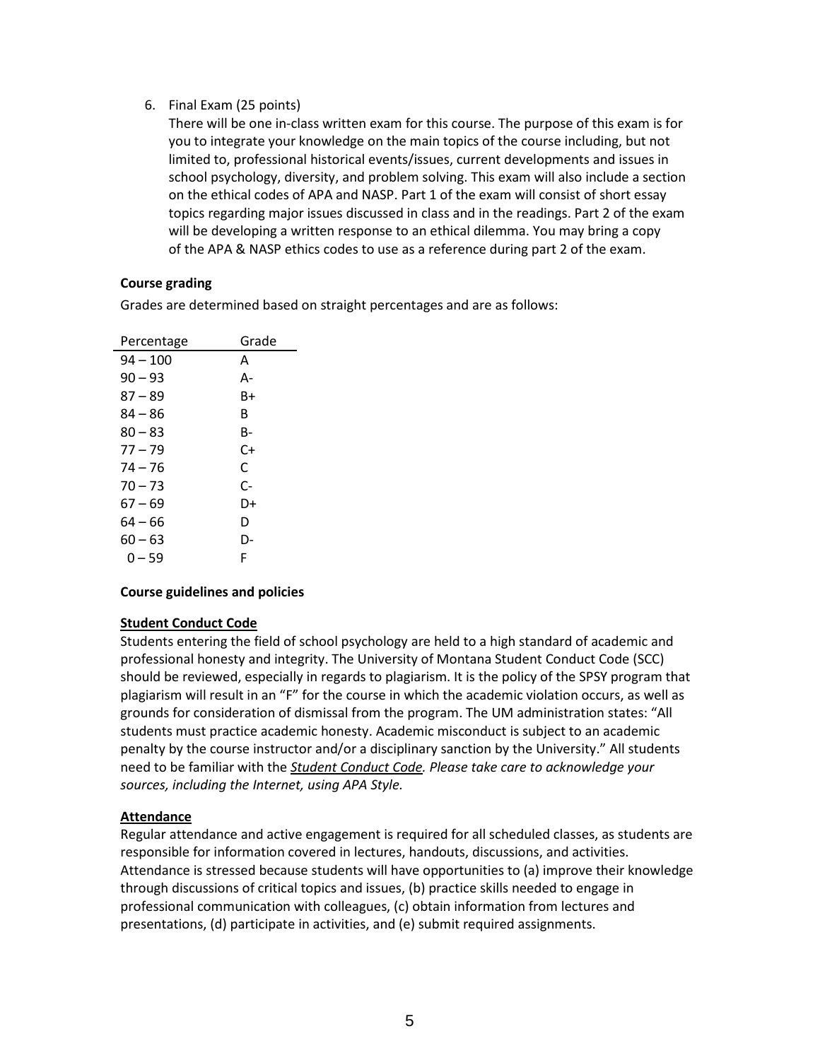6. Final Exam (25 points)
   There will be one in-class written exam for this course. The purpose of this exam is for you to integrate your knowledge on the main topics of the course including, but not limited to, professional historical events/issues, current developments and issues in school psychology, diversity, and problem solving. This exam will also include a section on the ethical codes of APA and NASP. Part 1 of the exam will consist of short essay topics regarding major issues discussed in class and in the readings. Part 2 of the exam will be developing a written response to an ethical dilemma. You may bring a copy of the APA & NASP ethics codes to use as a reference during part 2 of the exam.

**Course grading**

Grades are determined based on straight percentages and are as follows:

| Percentage | Grade |
|---|---|
| 94 – 100 | A |
| 90 – 93 | A- |
| 87 – 89 | B+ |
| 84 – 86 | B |
| 80 – 83 | B- |
| 77 – 79 | C+ |
| 74 – 76 | C |
| 70 – 73 | C- |
| 67 – 69 | D+ |
| 64 – 66 | D |
| 60 – 63 | D- |
| 0 – 59 | F |

**Course guidelines and policies**

**Student Conduct Code**

Students entering the field of school psychology are held to a high standard of academic and professional honesty and integrity. The University of Montana Student Conduct Code (SCC) should be reviewed, especially in regards to plagiarism. It is the policy of the SPSY program that plagiarism will result in an "F" for the course in which the academic violation occurs, as well as grounds for consideration of dismissal from the program. The UM administration states: "All students must practice academic honesty. Academic misconduct is subject to an academic penalty by the course instructor and/or a disciplinary sanction by the University." All students need to be familiar with the ***Student Conduct Code****. Please take care to acknowledge your sources, including the Internet, using APA Style.*

**Attendance**

Regular attendance and active engagement is required for all scheduled classes, as students are responsible for information covered in lectures, handouts, discussions, and activities. Attendance is stressed because students will have opportunities to (a) improve their knowledge through discussions of critical topics and issues, (b) practice skills needed to engage in professional communication with colleagues, (c) obtain information from lectures and presentations, (d) participate in activities, and (e) submit required assignments.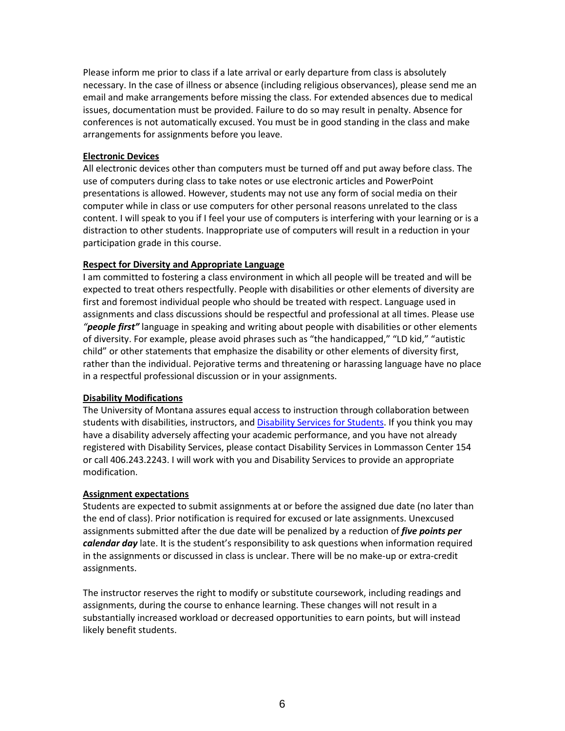Please inform me prior to class if a late arrival or early departure from class is absolutely necessary. In the case of illness or absence (including religious observances), please send me an email and make arrangements before missing the class. For extended absences due to medical issues, documentation must be provided. Failure to do so may result in penalty. Absence for conferences is not automatically excused. You must be in good standing in the class and make arrangements for assignments before you leave.

**Electronic Devices**

All electronic devices other than computers must be turned off and put away before class. The use of computers during class to take notes or use electronic articles and PowerPoint presentations is allowed. However, students may not use any form of social media on their computer while in class or use computers for other personal reasons unrelated to the class content. I will speak to you if I feel your use of computers is interfering with your learning or is a distraction to other students. Inappropriate use of computers will result in a reduction in your participation grade in this course.

**Respect for Diversity and Appropriate Language**

I am committed to fostering a class environment in which all people will be treated and will be expected to treat others respectfully. People with disabilities or other elements of diversity are first and foremost individual people who should be treated with respect. Language used in assignments and class discussions should be respectful and professional at all times. Please use ***"people first"*** language in speaking and writing about people with disabilities or other elements of diversity. For example, please avoid phrases such as "the handicapped," "LD kid," "autistic child" or other statements that emphasize the disability or other elements of diversity first, rather than the individual. Pejorative terms and threatening or harassing language have no place in a respectful professional discussion or in your assignments.

**Disability Modifications**

The University of Montana assures equal access to instruction through collaboration between students with disabilities, instructors, and Disability Services for Students. If you think you may have a disability adversely affecting your academic performance, and you have not already registered with Disability Services, please contact Disability Services in Lommasson Center 154 or call 406.243.2243. I will work with you and Disability Services to provide an appropriate modification.

**Assignment expectations**

Students are expected to submit assignments at or before the assigned due date (no later than the end of class). Prior notification is required for excused or late assignments. Unexcused assignments submitted after the due date will be penalized by a reduction of ***five points per calendar day*** late. It is the student's responsibility to ask questions when information required in the assignments or discussed in class is unclear. There will be no make-up or extra-credit assignments.

The instructor reserves the right to modify or substitute coursework, including readings and assignments, during the course to enhance learning. These changes will not result in a substantially increased workload or decreased opportunities to earn points, but will instead likely benefit students.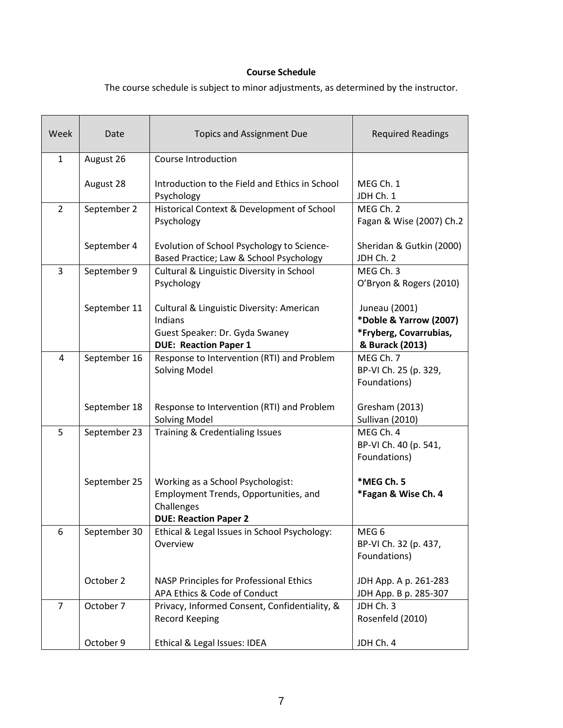**Course Schedule**

The course schedule is subject to minor adjustments, as determined by the instructor.

| Week | Date | Topics and Assignment Due | Required Readings |
|---|---|---|---|
| 1 | August 26 | Course Introduction | |
| | August 28 | Introduction to the Field and Ethics in School Psychology | MEG Ch. 1<br>JDH Ch. 1 |
| 2 | September 2 | Historical Context & Development of School Psychology | MEG Ch. 2<br>Fagan & Wise (2007) Ch.2 |
| | September 4 | Evolution of School Psychology to Science-Based Practice; Law & School Psychology | Sheridan & Gutkin (2000)<br>JDH Ch. 2 |
| 3 | September 9 | Cultural & Linguistic Diversity in School Psychology | MEG Ch. 3<br>O'Bryon & Rogers (2010) |
| | September 11 | Cultural & Linguistic Diversity: American Indians<br>Guest Speaker: Dr. Gyda Swaney<br>**DUE: Reaction Paper 1** | Juneau (2001)<br>**\*Doble & Yarrow (2007)**<br>**\*Fryberg, Covarrubias, & Burack (2013)** |
| 4 | September 16 | Response to Intervention (RTI) and Problem Solving Model | MEG Ch. 7<br>BP-VI Ch. 25 (p. 329, Foundations) |
| | September 18 | Response to Intervention (RTI) and Problem Solving Model | Gresham (2013)<br>Sullivan (2010) |
| 5 | September 23 | Training & Credentialing Issues | MEG Ch. 4<br>BP-VI Ch. 40 (p. 541, Foundations) |
| | September 25 | Working as a School Psychologist: Employment Trends, Opportunities, and Challenges<br>**DUE: Reaction Paper 2** | **\*MEG Ch. 5**<br>**\*Fagan & Wise Ch. 4** |
| 6 | September 30 | Ethical & Legal Issues in School Psychology: Overview | MEG 6<br>BP-VI Ch. 32 (p. 437, Foundations) |
| | October 2 | NASP Principles for Professional Ethics<br>APA Ethics & Code of Conduct | JDH App. A p. 261-283<br>JDH App. B p. 285-307 |
| 7 | October 7 | Privacy, Informed Consent, Confidentiality, & Record Keeping | JDH Ch. 3<br>Rosenfeld (2010) |
| | October 9 | Ethical & Legal Issues: IDEA | JDH Ch. 4 |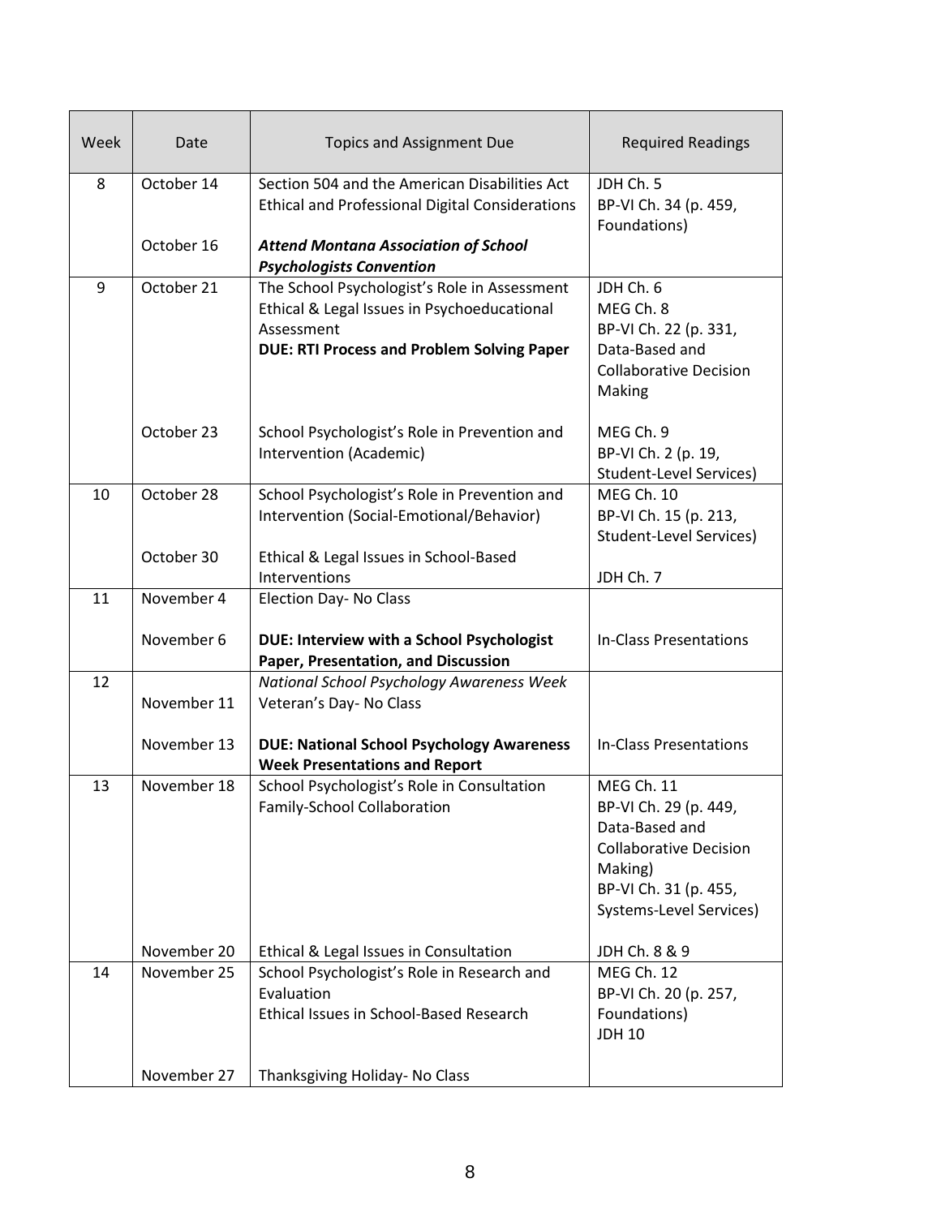| Week | Date | Topics and Assignment Due | Required Readings |
|---|---|---|---|
| 8 | October 14 | Section 504 and the American Disabilities Act<br>Ethical and Professional Digital Considerations | JDH Ch. 5<br>BP-VI Ch. 34 (p. 459, Foundations) |
| | October 16 | ***Attend Montana Association of School Psychologists Convention*** | |
| 9 | October 21 | The School Psychologist's Role in Assessment<br>Ethical & Legal Issues in Psychoeducational Assessment<br>**DUE: RTI Process and Problem Solving Paper** | JDH Ch. 6<br>MEG Ch. 8<br>BP-VI Ch. 22 (p. 331, Data-Based and Collaborative Decision Making |
| | October 23 | School Psychologist's Role in Prevention and Intervention (Academic) | MEG Ch. 9<br>BP-VI Ch. 2 (p. 19, Student-Level Services) |
| 10 | October 28 | School Psychologist's Role in Prevention and Intervention (Social-Emotional/Behavior) | MEG Ch. 10<br>BP-VI Ch. 15 (p. 213, Student-Level Services) |
| | October 30 | Ethical & Legal Issues in School-Based Interventions | JDH Ch. 7 |
| 11 | November 4 | Election Day- No Class | |
| | November 6 | **DUE: Interview with a School Psychologist Paper, Presentation, and Discussion** | In-Class Presentations |
| 12 | | *National School Psychology Awareness Week* | |
| | November 11 | Veteran's Day- No Class | |
| | November 13 | **DUE: National School Psychology Awareness Week Presentations and Report** | In-Class Presentations |
| 13 | November 18 | School Psychologist's Role in Consultation<br>Family-School Collaboration | MEG Ch. 11<br>BP-VI Ch. 29 (p. 449, Data-Based and Collaborative Decision Making)<br>BP-VI Ch. 31 (p. 455, Systems-Level Services) |
| | November 20 | Ethical & Legal Issues in Consultation | JDH Ch. 8 & 9 |
| 14 | November 25 | School Psychologist's Role in Research and Evaluation<br>Ethical Issues in School-Based Research | MEG Ch. 12<br>BP-VI Ch. 20 (p. 257, Foundations)<br>JDH 10 |
| | November 27 | Thanksgiving Holiday- No Class | |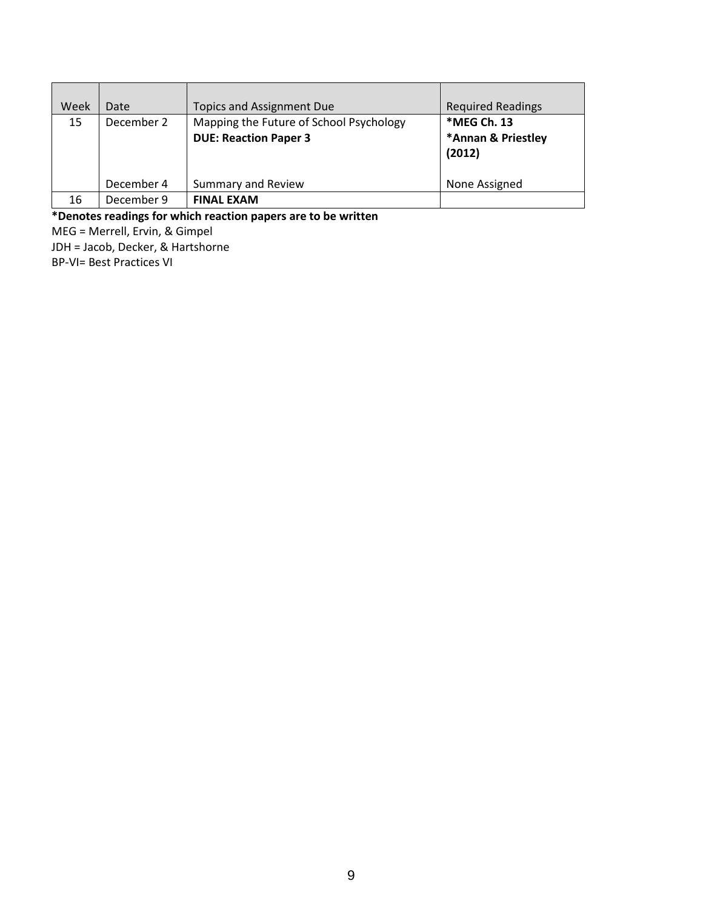| Week | Date | Topics and Assignment Due | Required Readings |
|---|---|---|---|
| 15 | December 2 | Mapping the Future of School Psychology<br>**DUE: Reaction Paper 3** | ***MEG Ch. 13**<br>***Annan & Priestley (2012)** |
| | December 4 | Summary and Review | None Assigned |
| 16 | December 9 | **FINAL EXAM** | |

***Denotes readings for which reaction papers are to be written**

MEG = Merrell, Ervin, & Gimpel

JDH = Jacob, Decker, & Hartshorne

BP-VI= Best Practices VI